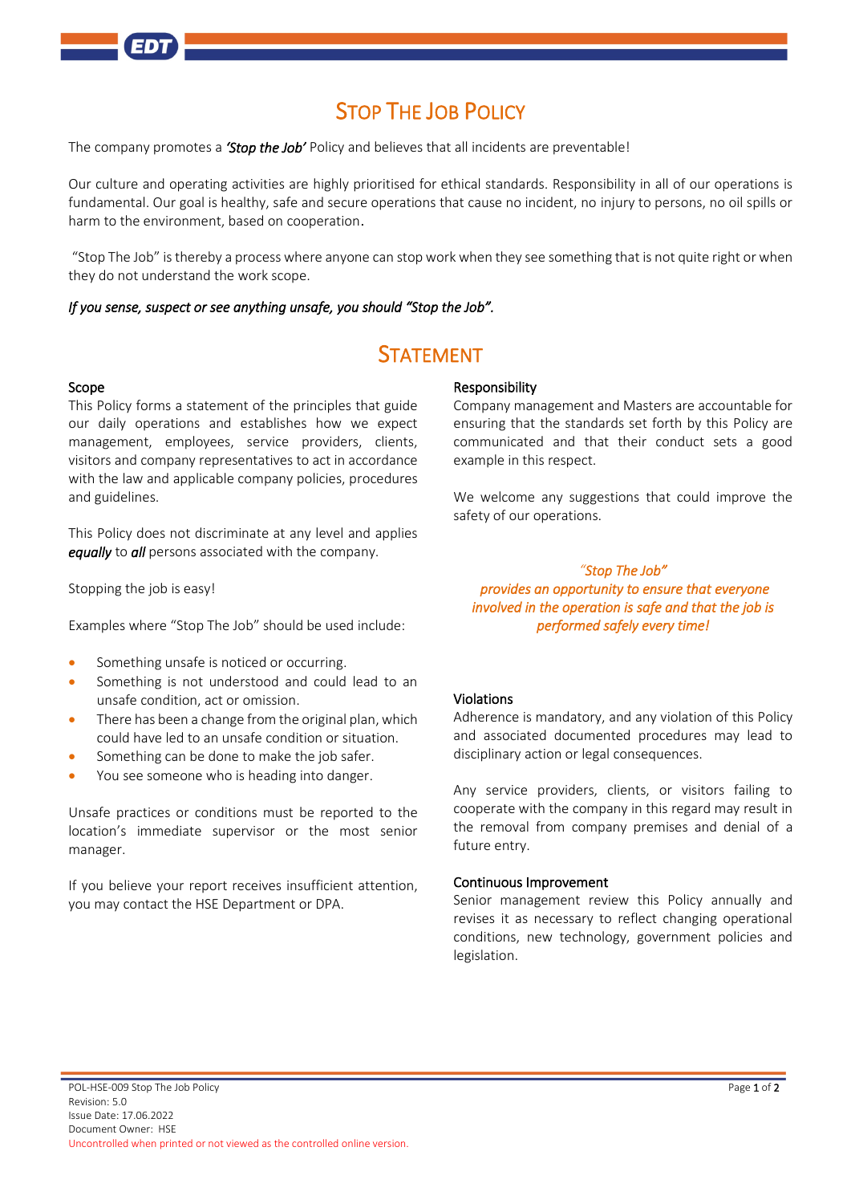# Stop The Job Policy

The company promotes a ***'Stop the Job'*** Policy and believes that all incidents are preventable!

Our culture and operating activities are highly prioritised for ethical standards. Responsibility in all of our operations is fundamental. Our goal is healthy, safe and secure operations that cause no incident, no injury to persons, no oil spills or harm to the environment, based on cooperation.

"Stop The Job" is thereby a process where anyone can stop work when they see something that is not quite right or when they do not understand the work scope.

***If you sense, suspect or see anything unsafe, you should "Stop the Job".***

## Statement

### Scope

This Policy forms a statement of the principles that guide our daily operations and establishes how we expect management, employees, service providers, clients, visitors and company representatives to act in accordance with the law and applicable company policies, procedures and guidelines.

This Policy does not discriminate at any level and applies ***equally*** to ***all*** persons associated with the company.

Stopping the job is easy!

Examples where "Stop The Job" should be used include:

- Something unsafe is noticed or occurring.
- Something is not understood and could lead to an unsafe condition, act or omission.
- There has been a change from the original plan, which could have led to an unsafe condition or situation.
- Something can be done to make the job safer.
- You see someone who is heading into danger.

Unsafe practices or conditions must be reported to the location's immediate supervisor or the most senior manager.

If you believe your report receives insufficient attention, you may contact the HSE Department or DPA.

### Responsibility

Company management and Masters are accountable for ensuring that the standards set forth by this Policy are communicated and that their conduct sets a good example in this respect.

We welcome any suggestions that could improve the safety of our operations.

*"Stop The Job" provides an opportunity to ensure that everyone involved in the operation is safe and that the job is performed safely every time!*

### Violations

Adherence is mandatory, and any violation of this Policy and associated documented procedures may lead to disciplinary action or legal consequences.

Any service providers, clients, or visitors failing to cooperate with the company in this regard may result in the removal from company premises and denial of a future entry.

### Continuous Improvement

Senior management review this Policy annually and revises it as necessary to reflect changing operational conditions, new technology, government policies and legislation.

POL-HSE-009 Stop The Job Policy
Revision: 5.0
Issue Date: 17.06.2022
Document Owner: HSE
Uncontrolled when printed or not viewed as the controlled online version.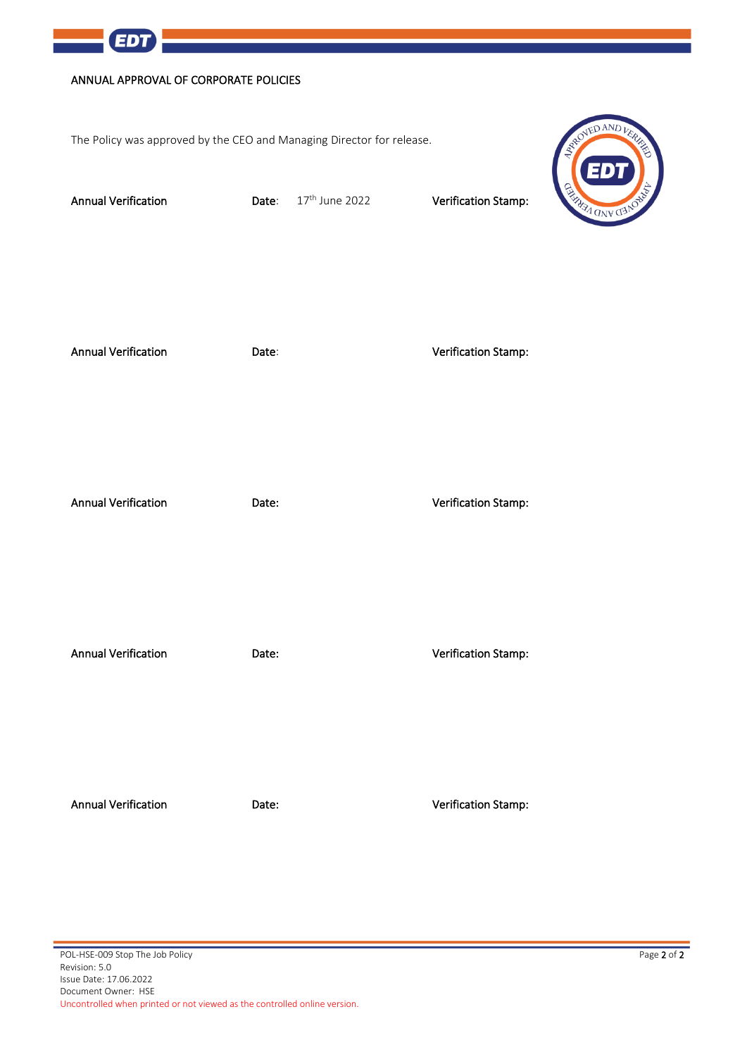ANNUAL APPROVAL OF CORPORATE POLICIES

The Policy was approved by the CEO and Managing Director for release.

**Annual Verification** **Date:** 17th June 2022 **Verification Stamp:**

**Annual Verification** **Date:** **Verification Stamp:**

**Annual Verification** **Date:** **Verification Stamp:**

**Annual Verification** **Date:** **Verification Stamp:**

**Annual Verification** **Date:** **Verification Stamp:**

POL-HSE-009 Stop The Job Policy
Revision: 5.0
Issue Date: 17.06.2022
Document Owner: HSE
Uncontrolled when printed or not viewed as the controlled online version.